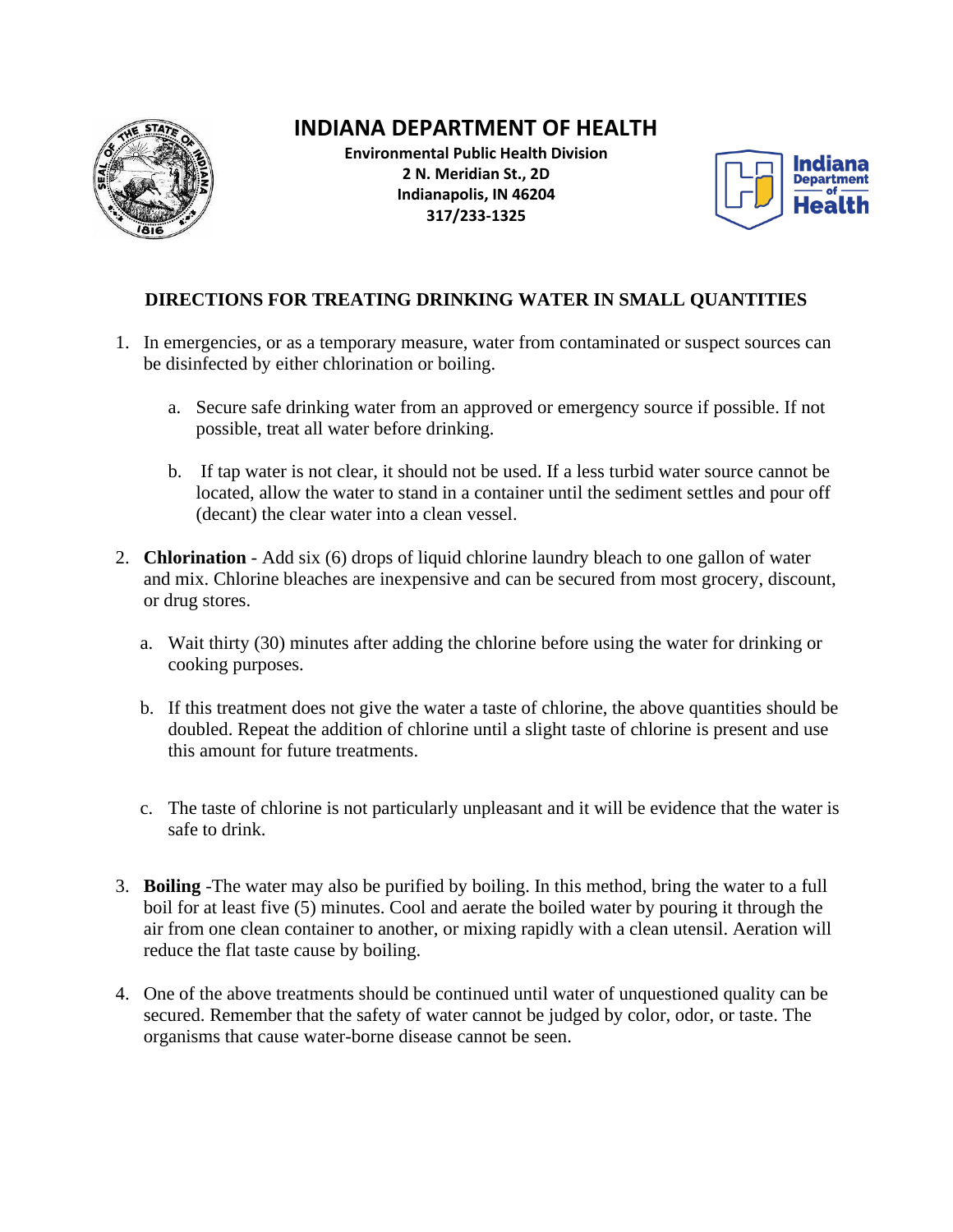# INDIANA DEPARTMENT OF HEALTH

**Environmental Public Health Division**
**2 N. Meridian St., 2D**
**Indianapolis, IN 46204**
**317/233-1325**

## DIRECTIONS FOR TREATING DRINKING WATER IN SMALL QUANTITIES

1. In emergencies, or as a temporary measure, water from contaminated or suspect sources can be disinfected by either chlorination or boiling.

   a. Secure safe drinking water from an approved or emergency source if possible. If not possible, treat all water before drinking.

   b. If tap water is not clear, it should not be used. If a less turbid water source cannot be located, allow the water to stand in a container until the sediment settles and pour off (decant) the clear water into a clean vessel.

2. **Chlorination** - Add six (6) drops of liquid chlorine laundry bleach to one gallon of water and mix. Chlorine bleaches are inexpensive and can be secured from most grocery, discount, or drug stores.

   a. Wait thirty (30) minutes after adding the chlorine before using the water for drinking or cooking purposes.

   b. If this treatment does not give the water a taste of chlorine, the above quantities should be doubled. Repeat the addition of chlorine until a slight taste of chlorine is present and use this amount for future treatments.

   c. The taste of chlorine is not particularly unpleasant and it will be evidence that the water is safe to drink.

3. **Boiling** -The water may also be purified by boiling. In this method, bring the water to a full boil for at least five (5) minutes. Cool and aerate the boiled water by pouring it through the air from one clean container to another, or mixing rapidly with a clean utensil. Aeration will reduce the flat taste cause by boiling.

4. One of the above treatments should be continued until water of unquestioned quality can be secured. Remember that the safety of water cannot be judged by color, odor, or taste. The organisms that cause water-borne disease cannot be seen.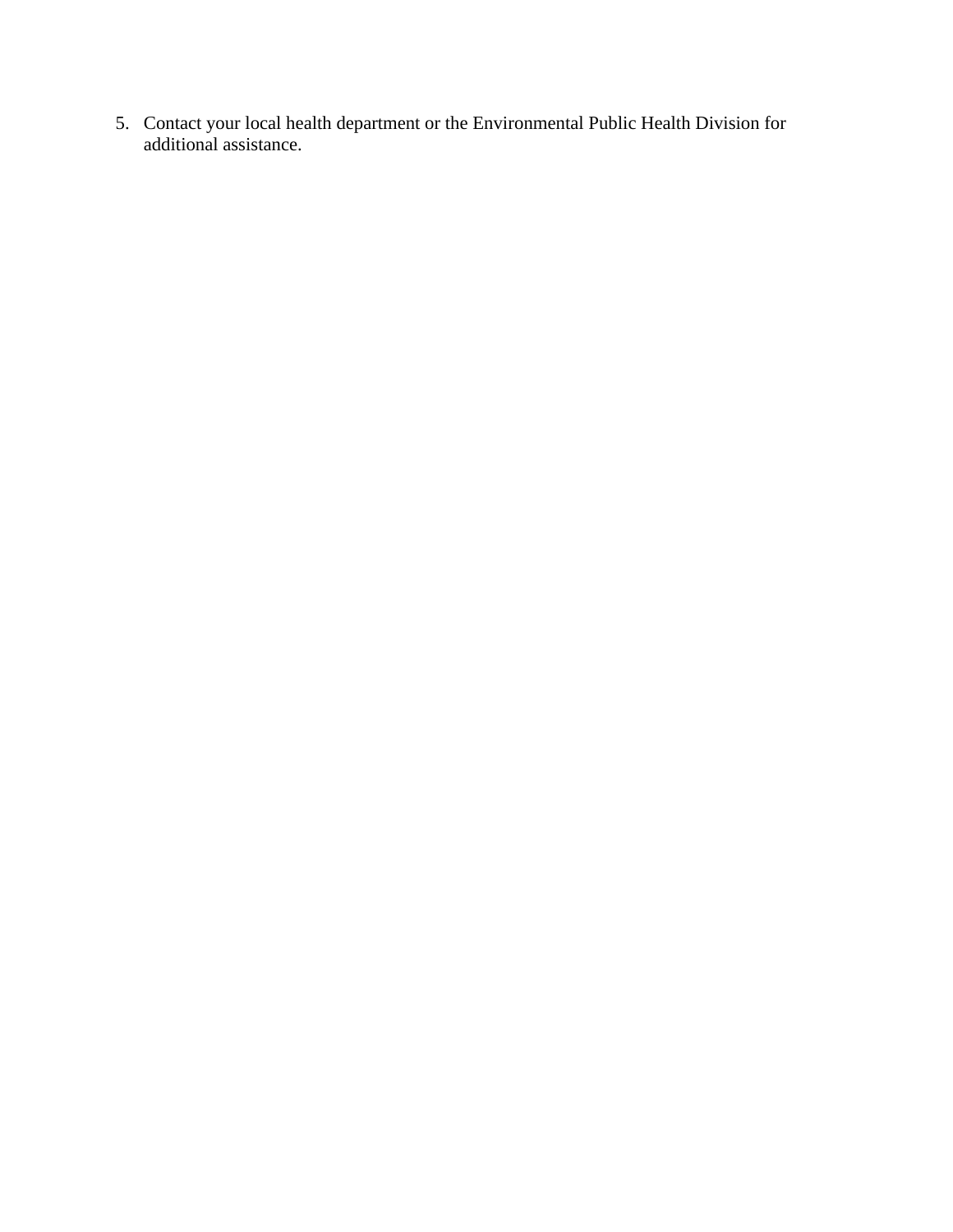5. Contact your local health department or the Environmental Public Health Division for additional assistance.